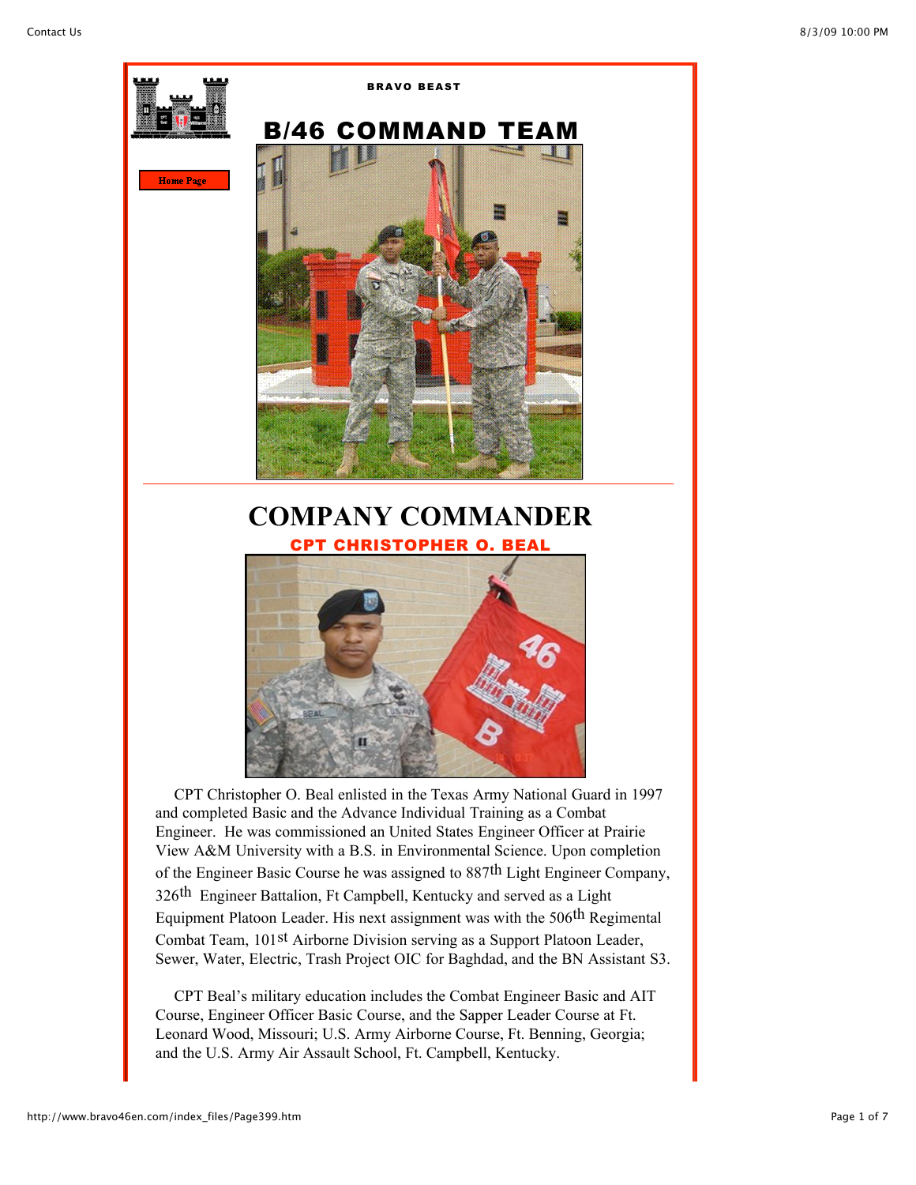BRAVO BEAST

# B/46 COMMAND TEAM

Home Page

## COMPANY COMMANDER

### CPT CHRISTOPHER O. BEAL

CPT Christopher O. Beal enlisted in the Texas Army National Guard in 1997 and completed Basic and the Advance Individual Training as a Combat Engineer. He was commissioned an United States Engineer Officer at Prairie View A&M University with a B.S. in Environmental Science. Upon completion of the Engineer Basic Course he was assigned to 887th Light Engineer Company, 326th Engineer Battalion, Ft Campbell, Kentucky and served as a Light Equipment Platoon Leader. His next assignment was with the 506th Regimental Combat Team, 101st Airborne Division serving as a Support Platoon Leader, Sewer, Water, Electric, Trash Project OIC for Baghdad, and the BN Assistant S3.

CPT Beal's military education includes the Combat Engineer Basic and AIT Course, Engineer Officer Basic Course, and the Sapper Leader Course at Ft. Leonard Wood, Missouri; U.S. Army Airborne Course, Ft. Benning, Georgia; and the U.S. Army Air Assault School, Ft. Campbell, Kentucky.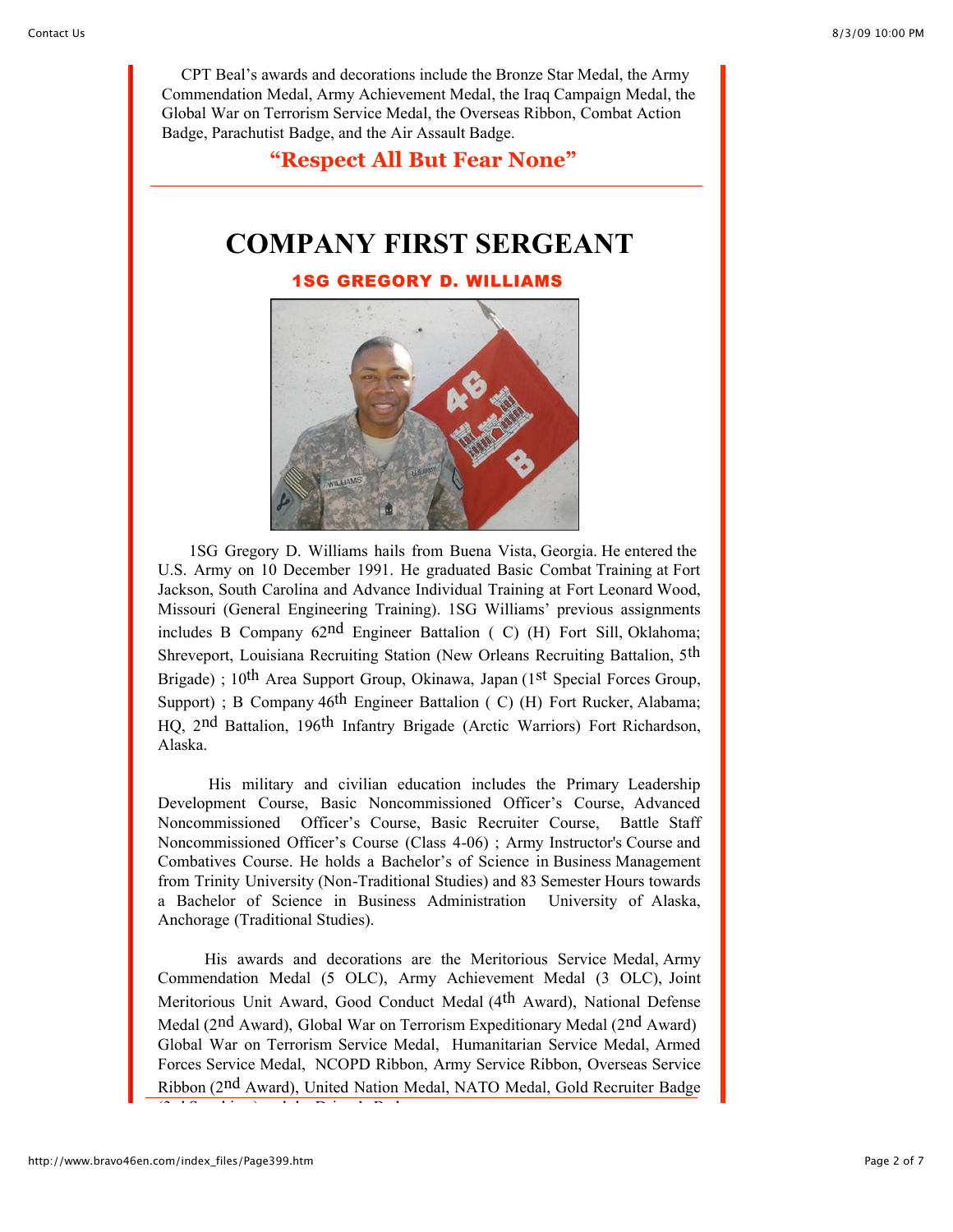CPT Beal's awards and decorations include the Bronze Star Medal, the Army Commendation Medal, Army Achievement Medal, the Iraq Campaign Medal, the Global War on Terrorism Service Medal, the Overseas Ribbon, Combat Action Badge, Parachutist Badge, and the Air Assault Badge.

**"Respect All But Fear None"**

---

# COMPANY FIRST SERGEANT

## 1SG GREGORY D. WILLIAMS

1SG Gregory D. Williams hails from Buena Vista, Georgia. He entered the U.S. Army on 10 December 1991. He graduated Basic Combat Training at Fort Jackson, South Carolina and Advance Individual Training at Fort Leonard Wood, Missouri (General Engineering Training). 1SG Williams' previous assignments includes B Company 62nd Engineer Battalion ( C) (H) Fort Sill, Oklahoma; Shreveport, Louisiana Recruiting Station (New Orleans Recruiting Battalion, 5th Brigade) ; 10th Area Support Group, Okinawa, Japan (1st Special Forces Group, Support) ; B Company 46th Engineer Battalion ( C) (H) Fort Rucker, Alabama; HQ, 2nd Battalion, 196th Infantry Brigade (Arctic Warriors) Fort Richardson, Alaska.

His military and civilian education includes the Primary Leadership Development Course, Basic Noncommissioned Officer's Course, Advanced Noncommissioned Officer's Course, Basic Recruiter Course, Battle Staff Noncommissioned Officer's Course (Class 4-06) ; Army Instructor's Course and Combatives Course. He holds a Bachelor's of Science in Business Management from Trinity University (Non-Traditional Studies) and 83 Semester Hours towards a Bachelor of Science in Business Administration University of Alaska, Anchorage (Traditional Studies).

His awards and decorations are the Meritorious Service Medal, Army Commendation Medal (5 OLC), Army Achievement Medal (3 OLC), Joint Meritorious Unit Award, Good Conduct Medal (4th Award), National Defense Medal (2nd Award), Global War on Terrorism Expeditionary Medal (2nd Award) Global War on Terrorism Service Medal, Humanitarian Service Medal, Armed Forces Service Medal, NCOPD Ribbon, Army Service Ribbon, Overseas Service Ribbon (2nd Award), United Nation Medal, NATO Medal, Gold Recruiter Badge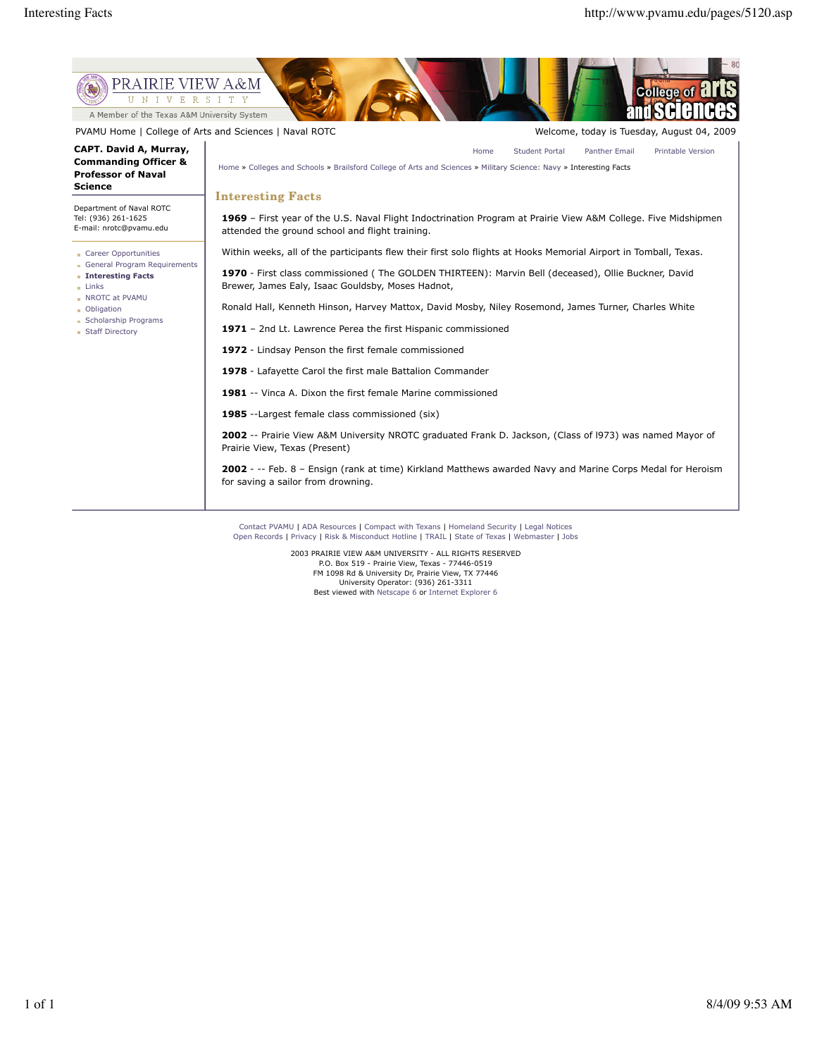PVAMU Home | College of Arts and Sciences | Naval ROTC

Welcome, today is Tuesday, August 04, 2009

**CAPT. David A, Murray, Commanding Officer & Professor of Naval Science**

Department of Naval ROTC
Tel: (936) 261-1625
E-mail: nrotc@pvamu.edu

- Career Opportunities
- General Program Requirements
- **Interesting Facts**
- Links
- NROTC at PVAMU
- Obligation
- Scholarship Programs
- Staff Directory

Home | Student Portal | Panther Email | Printable Version

Home » Colleges and Schools » Brailsford College of Arts and Sciences » Military Science: Navy » Interesting Facts

## Interesting Facts

**1969** – First year of the U.S. Naval Flight Indoctrination Program at Prairie View A&M College. Five Midshipmen attended the ground school and flight training.

Within weeks, all of the participants flew their first solo flights at Hooks Memorial Airport in Tomball, Texas.

**1970** - First class commissioned ( The GOLDEN THIRTEEN): Marvin Bell (deceased), Ollie Buckner, David Brewer, James Ealy, Isaac Gouldsby, Moses Hadnot,

Ronald Hall, Kenneth Hinson, Harvey Mattox, David Mosby, Niley Rosemond, James Turner, Charles White

**1971** – 2nd Lt. Lawrence Perea the first Hispanic commissioned

**1972** - Lindsay Penson the first female commissioned

**1978** - Lafayette Carol the first male Battalion Commander

**1981** -- Vinca A. Dixon the first female Marine commissioned

**1985** --Largest female class commissioned (six)

**2002** -- Prairie View A&M University NROTC graduated Frank D. Jackson, (Class of l973) was named Mayor of Prairie View, Texas (Present)

**2002** - -- Feb. 8 – Ensign (rank at time) Kirkland Matthews awarded Navy and Marine Corps Medal for Heroism for saving a sailor from drowning.

Contact PVAMU | ADA Resources | Compact with Texans | Homeland Security | Legal Notices
Open Records | Privacy | Risk & Misconduct Hotline | TRAIL | State of Texas | Webmaster | Jobs

2003 PRAIRIE VIEW A&M UNIVERSITY - ALL RIGHTS RESERVED
P.O. Box 519 - Prairie View, Texas - 77446-0519
FM 1098 Rd & University Dr, Prairie View, TX 77446
University Operator: (936) 261-3311
Best viewed with Netscape 6 or Internet Explorer 6